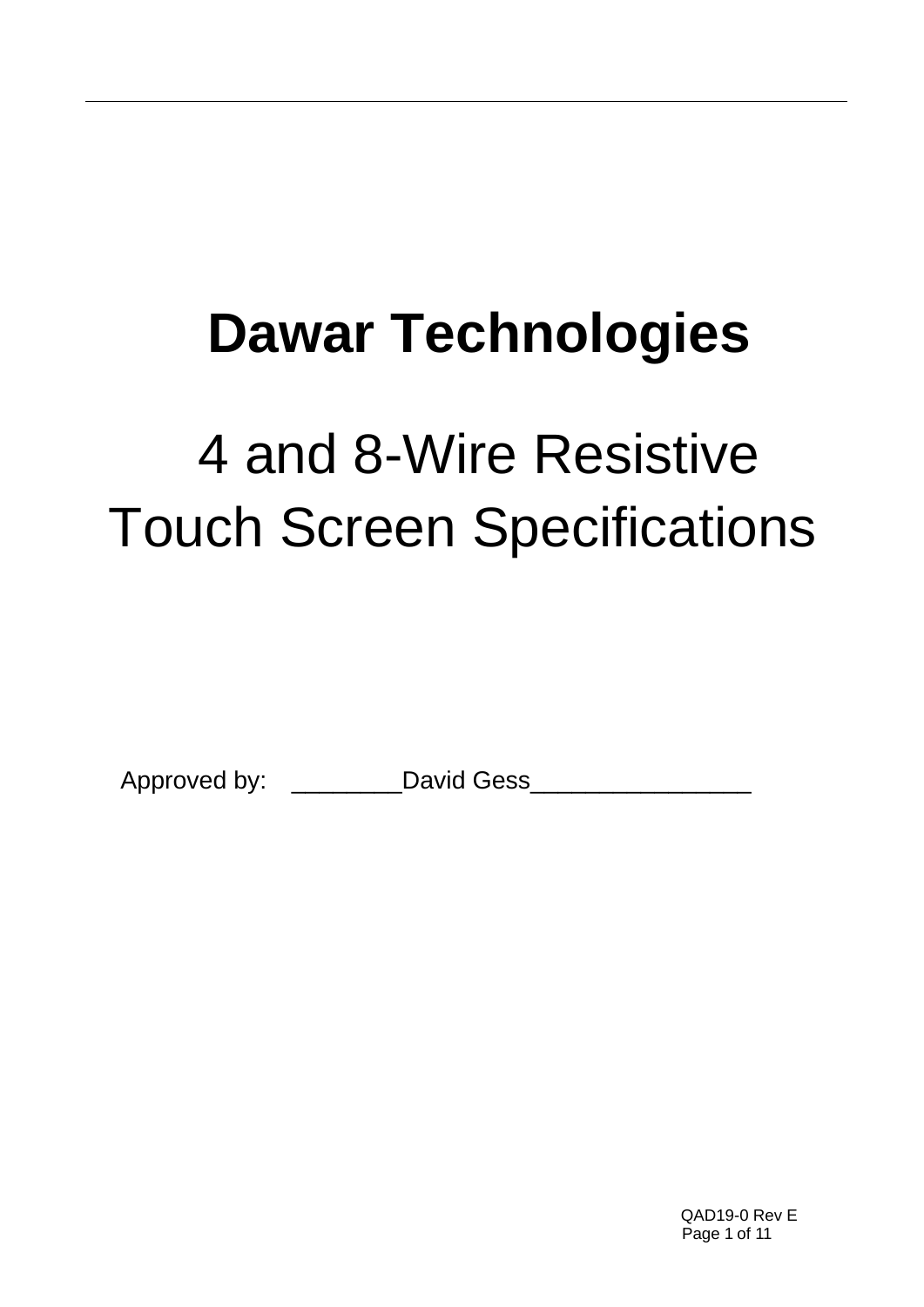# Dawar Technologies

## 4 and 8-Wire Resistive Touch Screen Specifications

Approved by: ________David Gess________________

QAD19-0 Rev E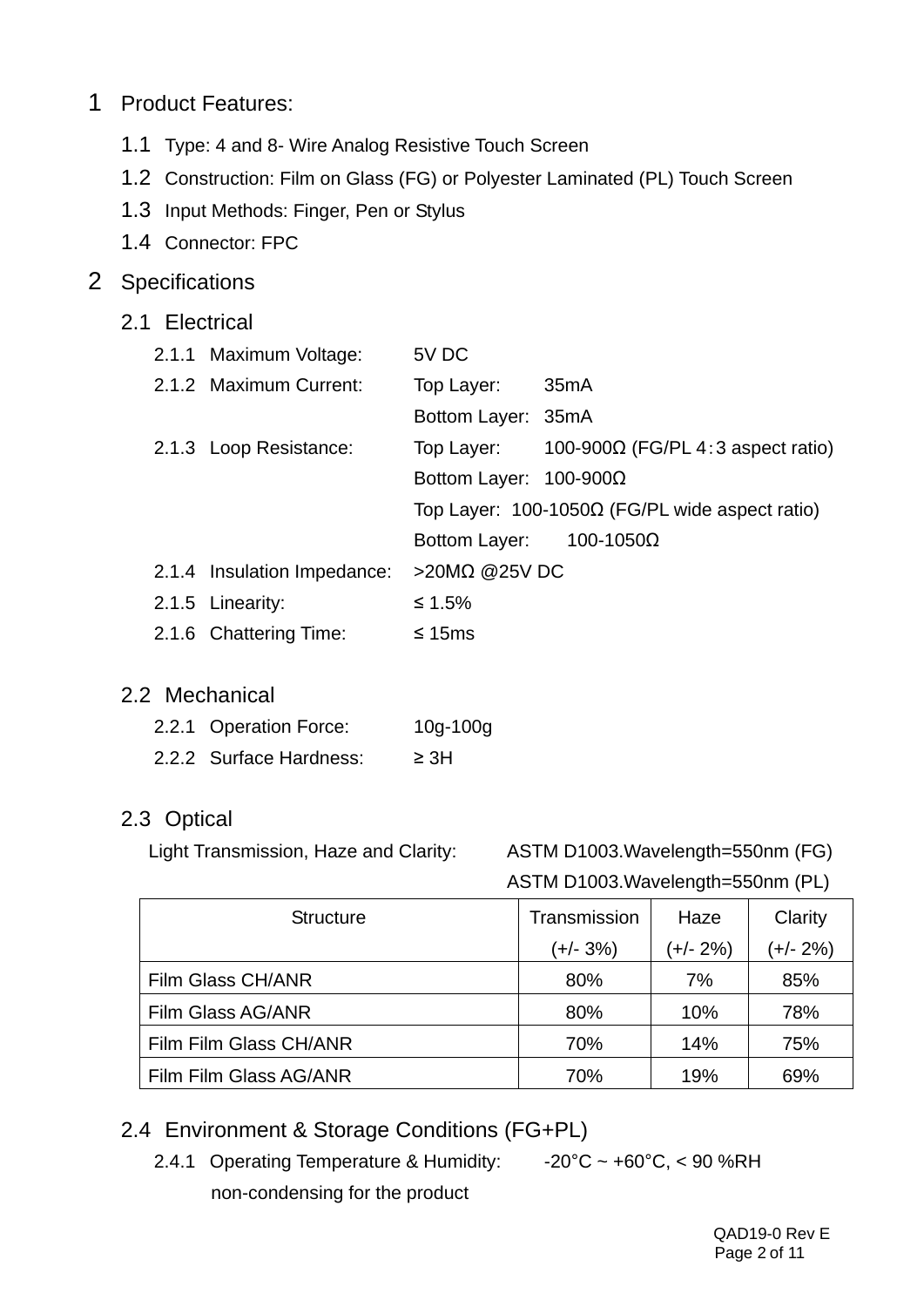# 1 Product Features:

## 1.1 Type: 4 and 8- Wire Analog Resistive Touch Screen

## 1.2 Construction: Film on Glass (FG) or Polyester Laminated (PL) Touch Screen

## 1.3 Input Methods: Finger, Pen or Stylus

## 1.4 Connector: FPC

# 2 Specifications

## 2.1 Electrical

2.1.1 Maximum Voltage: 5V DC

2.1.2 Maximum Current: Top Layer: 35mA
Bottom Layer: 35mA

2.1.3 Loop Resistance: Top Layer: 100-900Ω (FG/PL 4：3 aspect ratio)
Bottom Layer: 100-900Ω
Top Layer: 100-1050Ω (FG/PL wide aspect ratio)
Bottom Layer: 100-1050Ω

2.1.4 Insulation Impedance: >20MΩ @25V DC

2.1.5 Linearity: ≤ 1.5%

2.1.6 Chattering Time: ≤ 15ms

## 2.2 Mechanical

2.2.1 Operation Force: 10g-100g

2.2.2 Surface Hardness: ≥ 3H

## 2.3 Optical

Light Transmission, Haze and Clarity: ASTM D1003.Wavelength=550nm (FG)
ASTM D1003.Wavelength=550nm (PL)

| Structure | Transmission (+/- 3%) | Haze (+/- 2%) | Clarity (+/- 2%) |
|---|---|---|---|
| Film Glass CH/ANR | 80% | 7% | 85% |
| Film Glass AG/ANR | 80% | 10% | 78% |
| Film Film Glass CH/ANR | 70% | 14% | 75% |
| Film Film Glass AG/ANR | 70% | 19% | 69% |

## 2.4 Environment & Storage Conditions (FG+PL)

2.4.1 Operating Temperature & Humidity: -20°C ~ +60°C, < 90 %RH non-condensing for the product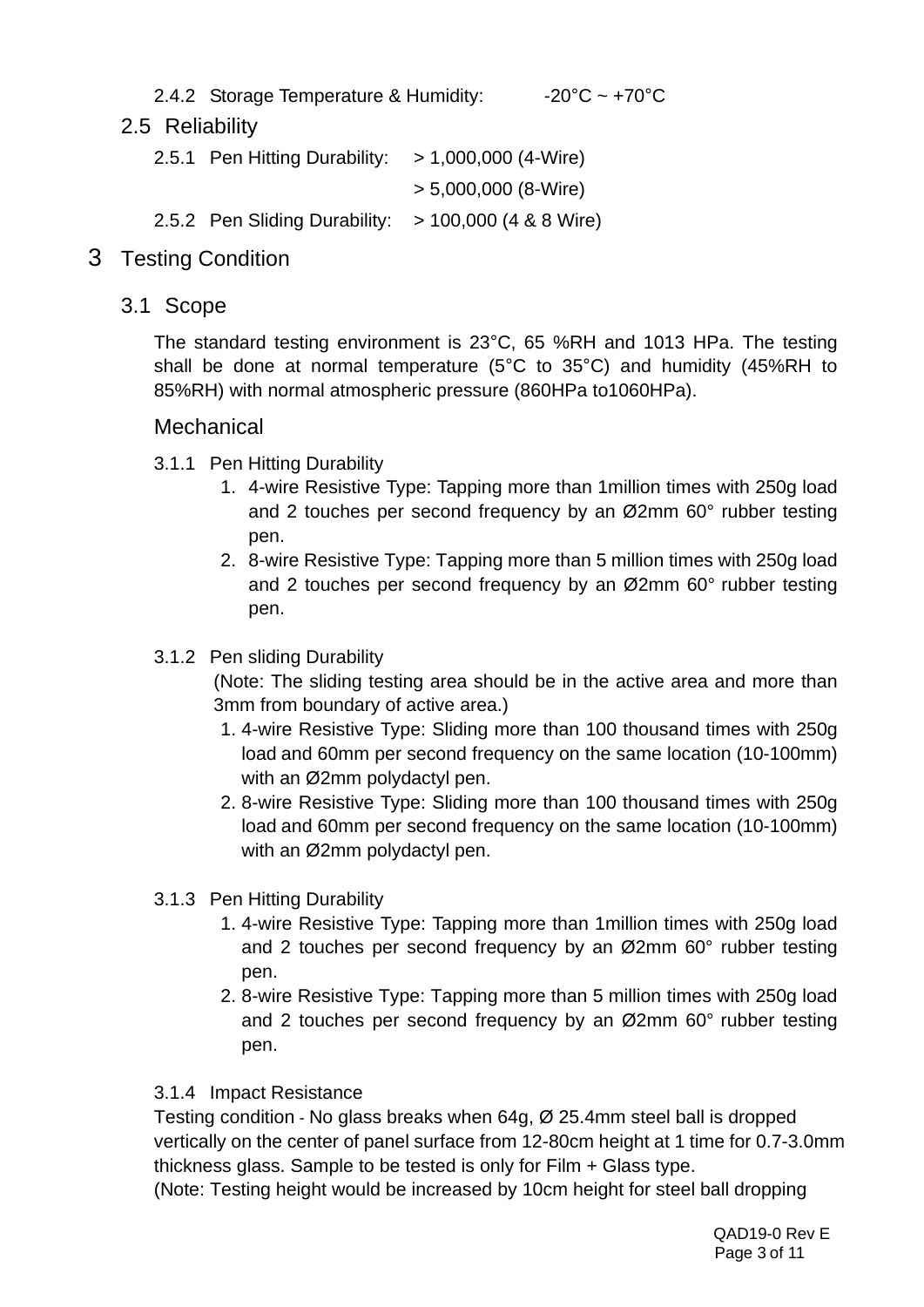2.4.2 Storage Temperature & Humidity: -20°C ~ +70°C

## 2.5 Reliability

2.5.1 Pen Hitting Durability: > 1,000,000 (4-Wire)

> 5,000,000 (8-Wire)

2.5.2 Pen Sliding Durability: > 100,000 (4 & 8 Wire)

# 3 Testing Condition

## 3.1 Scope

The standard testing environment is 23°C, 65 %RH and 1013 HPa. The testing shall be done at normal temperature (5°C to 35°C) and humidity (45%RH to 85%RH) with normal atmospheric pressure (860HPa to1060HPa).

### Mechanical

3.1.1 Pen Hitting Durability

1. 4-wire Resistive Type: Tapping more than 1million times with 250g load and 2 touches per second frequency by an Ø2mm 60° rubber testing pen.
2. 8-wire Resistive Type: Tapping more than 5 million times with 250g load and 2 touches per second frequency by an Ø2mm 60° rubber testing pen.

3.1.2 Pen sliding Durability

(Note: The sliding testing area should be in the active area and more than 3mm from boundary of active area.)

1. 4-wire Resistive Type: Sliding more than 100 thousand times with 250g load and 60mm per second frequency on the same location (10-100mm) with an Ø2mm polydactyl pen.
2. 8-wire Resistive Type: Sliding more than 100 thousand times with 250g load and 60mm per second frequency on the same location (10-100mm) with an Ø2mm polydactyl pen.

3.1.3 Pen Hitting Durability

1. 4-wire Resistive Type: Tapping more than 1million times with 250g load and 2 touches per second frequency by an Ø2mm 60° rubber testing pen.
2. 8-wire Resistive Type: Tapping more than 5 million times with 250g load and 2 touches per second frequency by an Ø2mm 60° rubber testing pen.

3.1.4 Impact Resistance

Testing condition - No glass breaks when 64g, Ø 25.4mm steel ball is dropped vertically on the center of panel surface from 12-80cm height at 1 time for 0.7-3.0mm thickness glass. Sample to be tested is only for Film + Glass type.

(Note: Testing height would be increased by 10cm height for steel ball dropping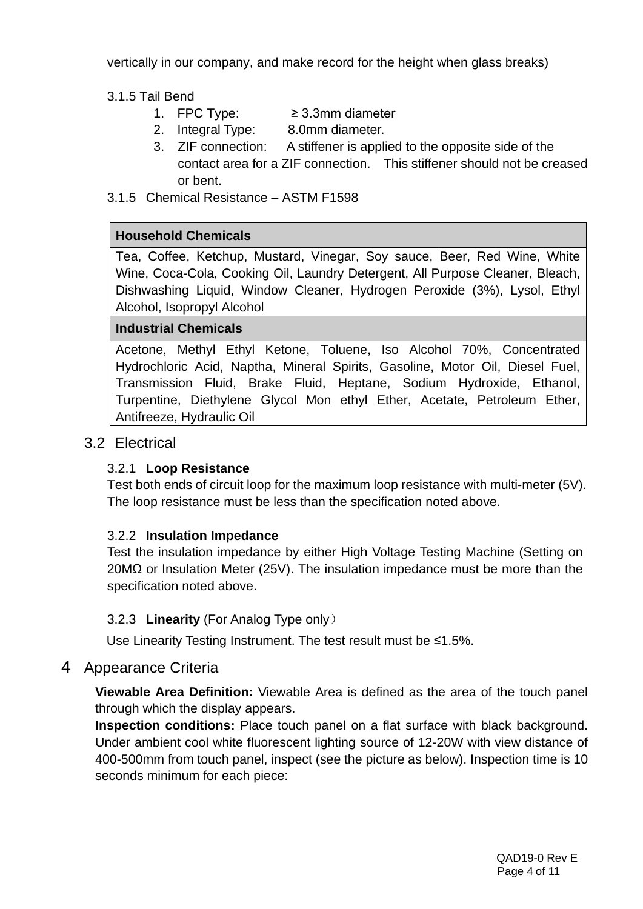vertically in our company, and make record for the height when glass breaks)

3.1.5 Tail Bend

1. FPC Type: ≥ 3.3mm diameter
2. Integral Type: 8.0mm diameter.
3. ZIF connection: A stiffener is applied to the opposite side of the contact area for a ZIF connection. This stiffener should not be creased or bent.

3.1.5 Chemical Resistance – ASTM F1598

| **Household Chemicals** |
|---|
| Tea, Coffee, Ketchup, Mustard, Vinegar, Soy sauce, Beer, Red Wine, White Wine, Coca-Cola, Cooking Oil, Laundry Detergent, All Purpose Cleaner, Bleach, Dishwashing Liquid, Window Cleaner, Hydrogen Peroxide (3%), Lysol, Ethyl Alcohol, Isopropyl Alcohol |
| **Industrial Chemicals** |
| Acetone, Methyl Ethyl Ketone, Toluene, Iso Alcohol 70%, Concentrated Hydrochloric Acid, Naptha, Mineral Spirits, Gasoline, Motor Oil, Diesel Fuel, Transmission Fluid, Brake Fluid, Heptane, Sodium Hydroxide, Ethanol, Turpentine, Diethylene Glycol Mon ethyl Ether, Acetate, Petroleum Ether, Antifreeze, Hydraulic Oil |

## 3.2 Electrical

### 3.2.1 **Loop Resistance**

Test both ends of circuit loop for the maximum loop resistance with multi-meter (5V). The loop resistance must be less than the specification noted above.

### 3.2.2 **Insulation Impedance**

Test the insulation impedance by either High Voltage Testing Machine (Setting on 20MΩ or Insulation Meter (25V). The insulation impedance must be more than the specification noted above.

### 3.2.3 **Linearity** (For Analog Type only）

Use Linearity Testing Instrument. The test result must be ≤1.5%.

# 4 Appearance Criteria

**Viewable Area Definition:** Viewable Area is defined as the area of the touch panel through which the display appears.

**Inspection conditions:** Place touch panel on a flat surface with black background. Under ambient cool white fluorescent lighting source of 12-20W with view distance of 400-500mm from touch panel, inspect (see the picture as below). Inspection time is 10 seconds minimum for each piece: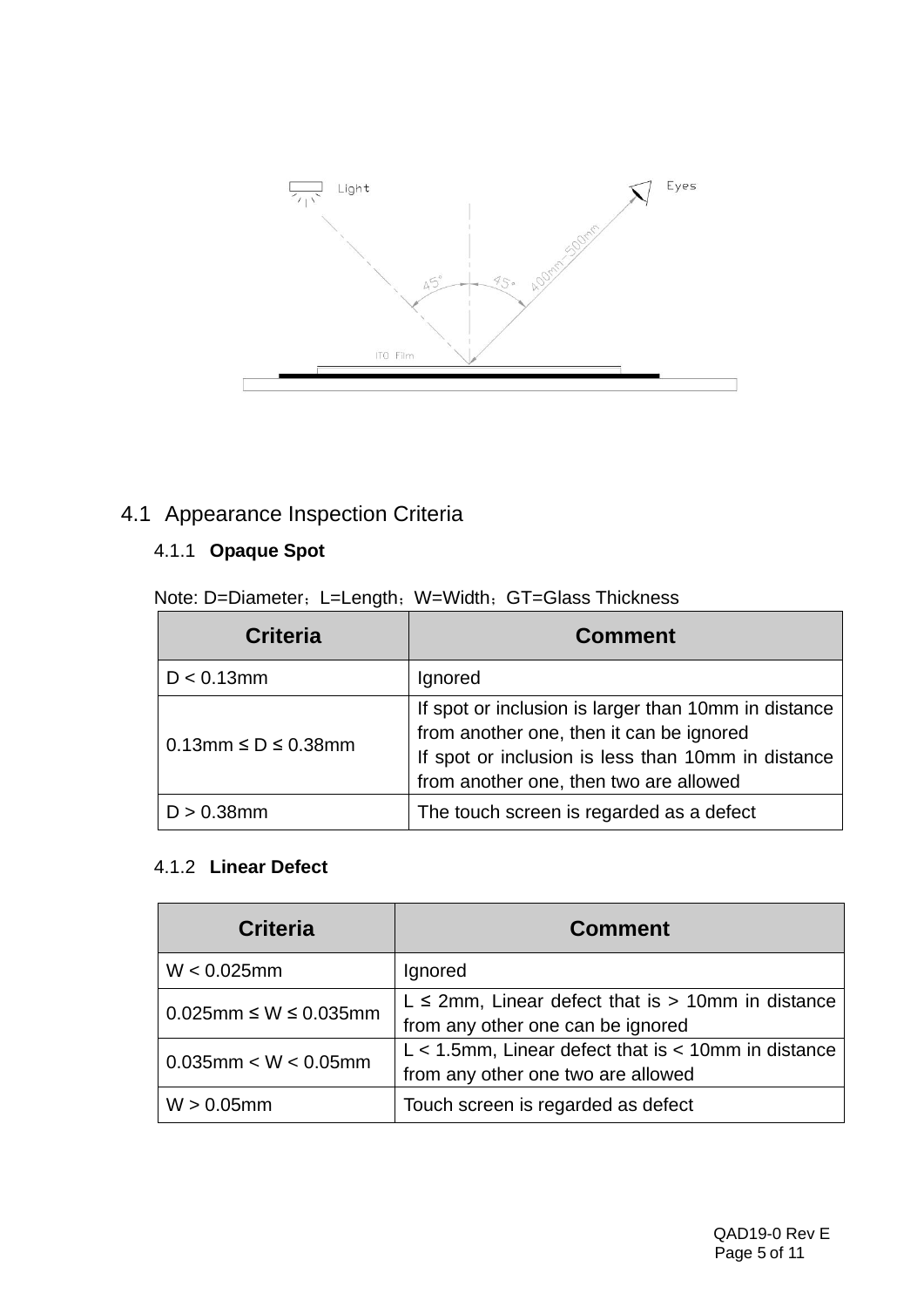## 4.1 Appearance Inspection Criteria

### 4.1.1 Opaque Spot

Note: D=Diameter；L=Length；W=Width；GT=Glass Thickness

| Criteria | Comment |
| --- | --- |
| D < 0.13mm | Ignored |
| 0.13mm ≤ D ≤ 0.38mm | If spot or inclusion is larger than 10mm in distance from another one, then it can be ignored<br>If spot or inclusion is less than 10mm in distance from another one, then two are allowed |
| D > 0.38mm | The touch screen is regarded as a defect |

### 4.1.2 Linear Defect

| Criteria | Comment |
| --- | --- |
| W < 0.025mm | Ignored |
| 0.025mm ≤ W ≤ 0.035mm | L ≤ 2mm, Linear defect that is > 10mm in distance from any other one can be ignored |
| 0.035mm < W < 0.05mm | L < 1.5mm, Linear defect that is < 10mm in distance from any other one two are allowed |
| W > 0.05mm | Touch screen is regarded as defect |

QAD19-0 Rev E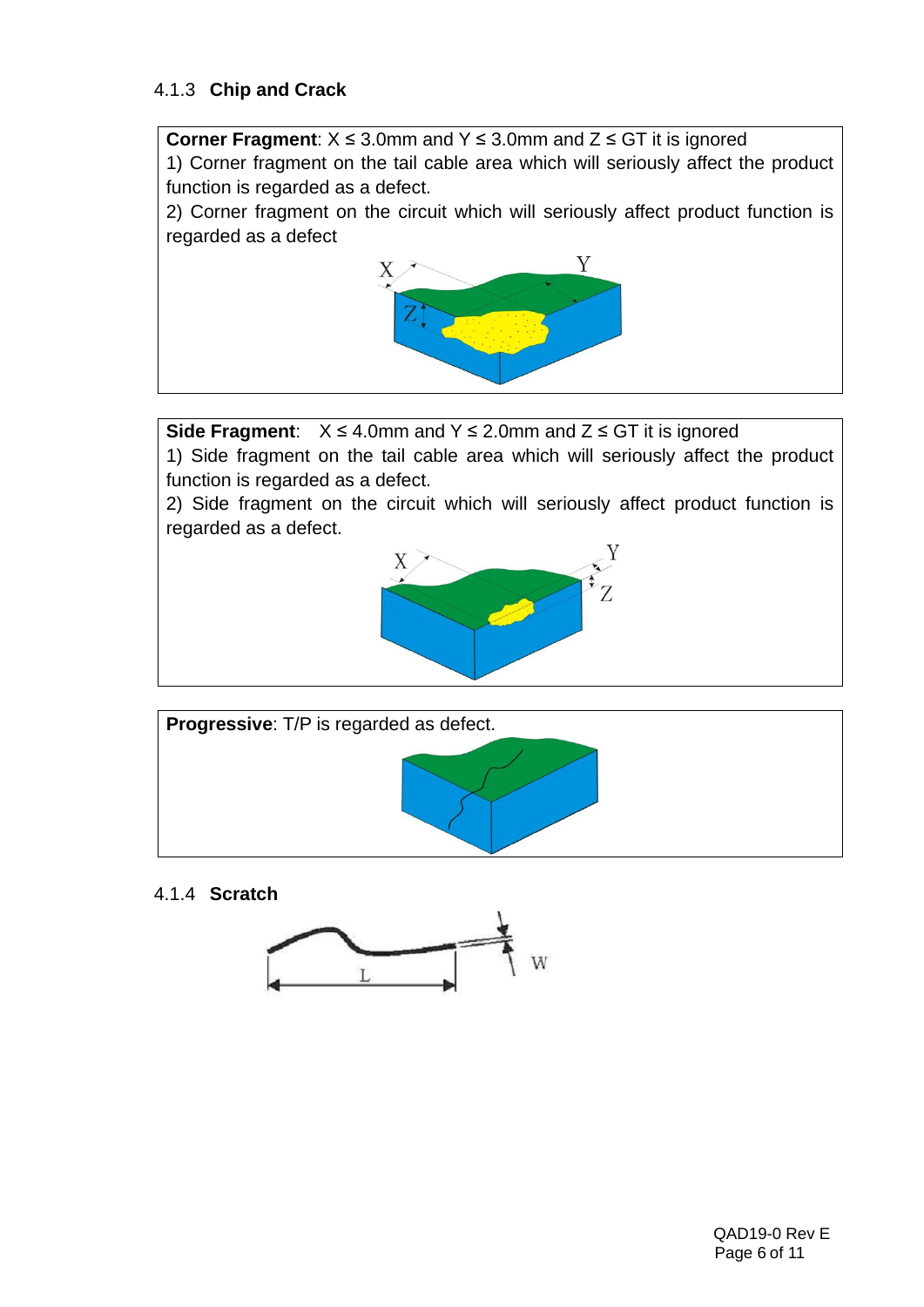### 4.1.3 **Chip and Crack**

**Corner Fragment**: X ≤ 3.0mm and Y ≤ 3.0mm and Z ≤ GT it is ignored

1) Corner fragment on the tail cable area which will seriously affect the product function is regarded as a defect.

2) Corner fragment on the circuit which will seriously affect product function is regarded as a defect

**Side Fragment**: X ≤ 4.0mm and Y ≤ 2.0mm and Z ≤ GT it is ignored

1) Side fragment on the tail cable area which will seriously affect the product function is regarded as a defect.

2) Side fragment on the circuit which will seriously affect product function is regarded as a defect.

**Progressive**: T/P is regarded as defect.

### 4.1.4 **Scratch**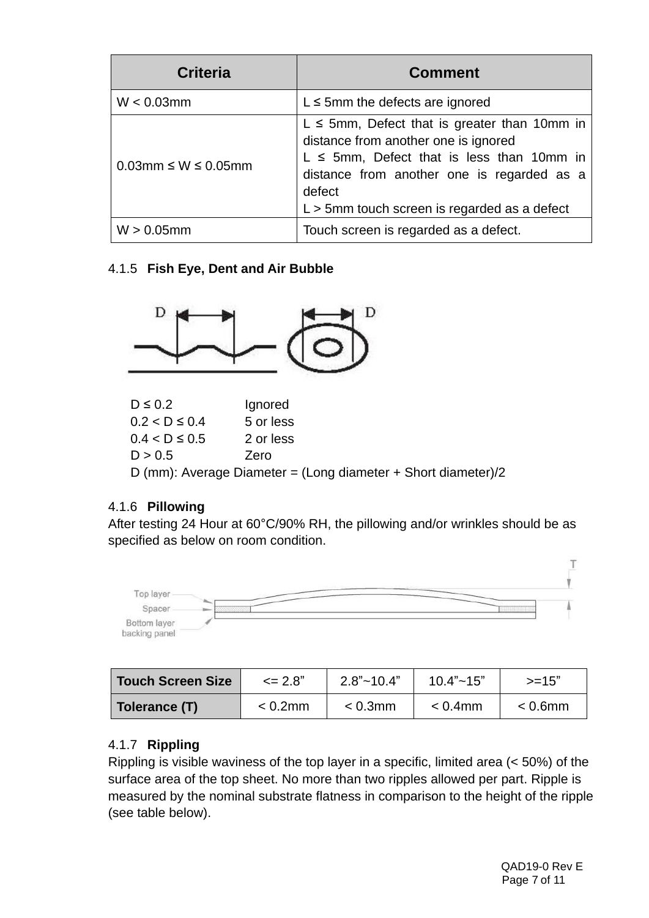| Criteria | Comment |
| --- | --- |
| W < 0.03mm | L ≤ 5mm the defects are ignored |
| 0.03mm ≤ W ≤ 0.05mm | L ≤ 5mm, Defect that is greater than 10mm in distance from another one is ignored<br>L ≤ 5mm, Defect that is less than 10mm in distance from another one is regarded as a defect<br>L > 5mm touch screen is regarded as a defect |
| W > 0.05mm | Touch screen is regarded as a defect. |

### 4.1.5 Fish Eye, Dent and Air Bubble

| | |
| --- | --- |
| D ≤ 0.2 | Ignored |
| 0.2 < D ≤ 0.4 | 5 or less |
| 0.4 < D ≤ 0.5 | 2 or less |
| D > 0.5 | Zero |

D (mm): Average Diameter = (Long diameter + Short diameter)/2

### 4.1.6 Pillowing

After testing 24 Hour at 60°C/90% RH, the pillowing and/or wrinkles should be as specified as below on room condition.

| Touch Screen Size | <= 2.8” | 2.8”~10.4” | 10.4”~15” | >=15” |
| --- | --- | --- | --- | --- |
| Tolerance (T) | < 0.2mm | < 0.3mm | < 0.4mm | < 0.6mm |

### 4.1.7 Rippling

Rippling is visible waviness of the top layer in a specific, limited area (< 50%) of the surface area of the top sheet. No more than two ripples allowed per part. Ripple is measured by the nominal substrate flatness in comparison to the height of the ripple (see table below).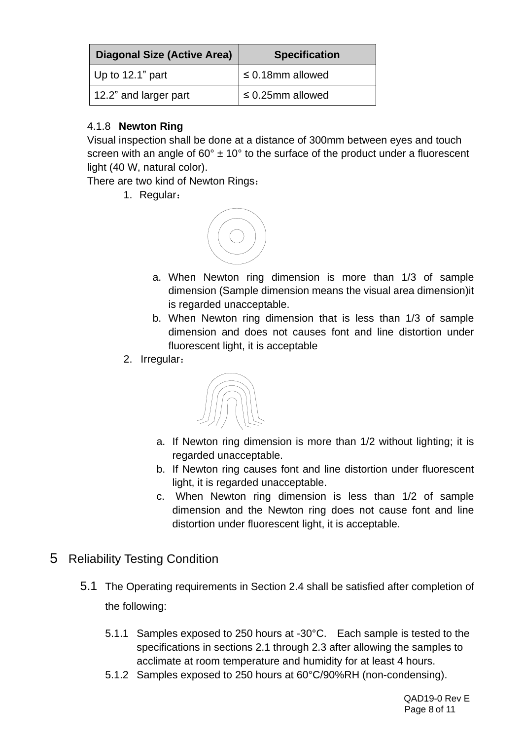| Diagonal Size (Active Area) | Specification |
|---|---|
| Up to 12.1” part | ≤ 0.18mm allowed |
| 12.2” and larger part | ≤ 0.25mm allowed |

#### 4.1.8 **Newton Ring**

Visual inspection shall be done at a distance of 300mm between eyes and touch screen with an angle of 60° ± 10° to the surface of the product under a fluorescent light (40 W, natural color).

There are two kind of Newton Rings：

1. Regular：

   a. When Newton ring dimension is more than 1/3 of sample dimension (Sample dimension means the visual area dimension)it is regarded unacceptable.

   b. When Newton ring dimension that is less than 1/3 of sample dimension and does not causes font and line distortion under fluorescent light, it is acceptable

2. Irregular：

   a. If Newton ring dimension is more than 1/2 without lighting; it is regarded unacceptable.

   b. If Newton ring causes font and line distortion under fluorescent light, it is regarded unacceptable.

   c. When Newton ring dimension is less than 1/2 of sample dimension and the Newton ring does not cause font and line distortion under fluorescent light, it is acceptable.

# 5 Reliability Testing Condition

## 5.1 The Operating requirements in Section 2.4 shall be satisfied after completion of the following:

5.1.1 Samples exposed to 250 hours at -30°C. Each sample is tested to the specifications in sections 2.1 through 2.3 after allowing the samples to acclimate at room temperature and humidity for at least 4 hours.

5.1.2 Samples exposed to 250 hours at 60°C/90%RH (non-condensing).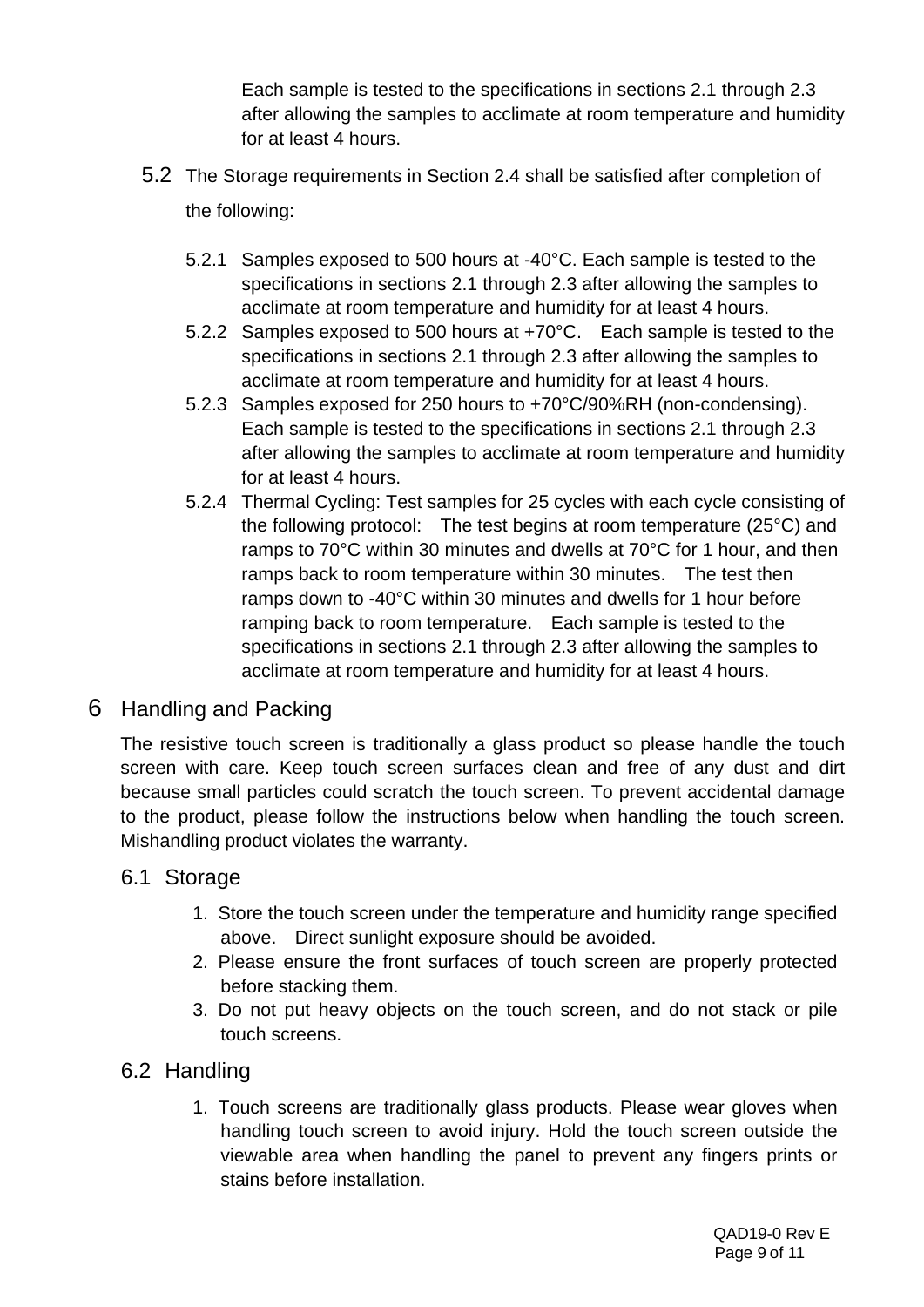Each sample is tested to the specifications in sections 2.1 through 2.3 after allowing the samples to acclimate at room temperature and humidity for at least 4 hours.

5.2 The Storage requirements in Section 2.4 shall be satisfied after completion of the following:

- 5.2.1 Samples exposed to 500 hours at -40°C. Each sample is tested to the specifications in sections 2.1 through 2.3 after allowing the samples to acclimate at room temperature and humidity for at least 4 hours.
- 5.2.2 Samples exposed to 500 hours at +70°C. Each sample is tested to the specifications in sections 2.1 through 2.3 after allowing the samples to acclimate at room temperature and humidity for at least 4 hours.
- 5.2.3 Samples exposed for 250 hours to +70°C/90%RH (non-condensing). Each sample is tested to the specifications in sections 2.1 through 2.3 after allowing the samples to acclimate at room temperature and humidity for at least 4 hours.
- 5.2.4 Thermal Cycling: Test samples for 25 cycles with each cycle consisting of the following protocol: The test begins at room temperature (25°C) and ramps to 70°C within 30 minutes and dwells at 70°C for 1 hour, and then ramps back to room temperature within 30 minutes. The test then ramps down to -40°C within 30 minutes and dwells for 1 hour before ramping back to room temperature. Each sample is tested to the specifications in sections 2.1 through 2.3 after allowing the samples to acclimate at room temperature and humidity for at least 4 hours.

# 6 Handling and Packing

The resistive touch screen is traditionally a glass product so please handle the touch screen with care. Keep touch screen surfaces clean and free of any dust and dirt because small particles could scratch the touch screen. To prevent accidental damage to the product, please follow the instructions below when handling the touch screen. Mishandling product violates the warranty.

## 6.1 Storage

1. Store the touch screen under the temperature and humidity range specified above. Direct sunlight exposure should be avoided.
2. Please ensure the front surfaces of touch screen are properly protected before stacking them.
3. Do not put heavy objects on the touch screen, and do not stack or pile touch screens.

## 6.2 Handling

1. Touch screens are traditionally glass products. Please wear gloves when handling touch screen to avoid injury. Hold the touch screen outside the viewable area when handling the panel to prevent any fingers prints or stains before installation.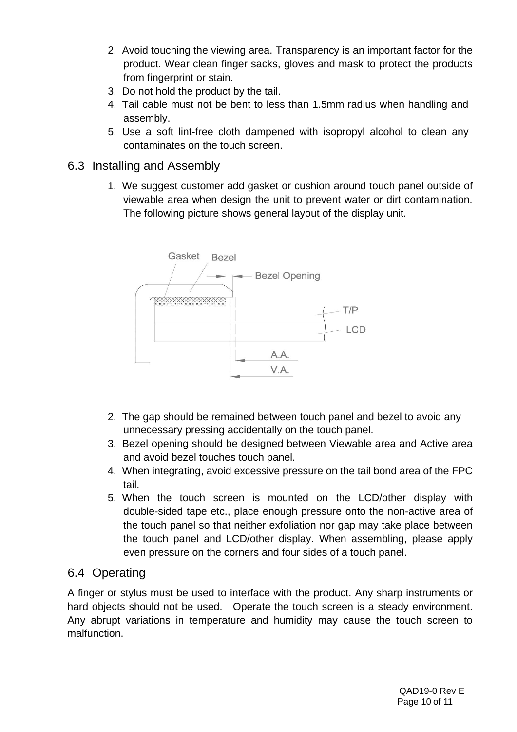2. Avoid touching the viewing area. Transparency is an important factor for the product. Wear clean finger sacks, gloves and mask to protect the products from fingerprint or stain.
3. Do not hold the product by the tail.
4. Tail cable must not be bent to less than 1.5mm radius when handling and assembly.
5. Use a soft lint-free cloth dampened with isopropyl alcohol to clean any contaminates on the touch screen.

## 6.3 Installing and Assembly

1. We suggest customer add gasket or cushion around touch panel outside of viewable area when design the unit to prevent water or dirt contamination. The following picture shows general layout of the display unit.

Gasket Bezel Bezel Opening T/P LCD A.A. V.A.

2. The gap should be remained between touch panel and bezel to avoid any unnecessary pressing accidentally on the touch panel.
3. Bezel opening should be designed between Viewable area and Active area and avoid bezel touches touch panel.
4. When integrating, avoid excessive pressure on the tail bond area of the FPC tail.
5. When the touch screen is mounted on the LCD/other display with double-sided tape etc., place enough pressure onto the non-active area of the touch panel so that neither exfoliation nor gap may take place between the touch panel and LCD/other display. When assembling, please apply even pressure on the corners and four sides of a touch panel.

## 6.4 Operating

A finger or stylus must be used to interface with the product. Any sharp instruments or hard objects should not be used. Operate the touch screen is a steady environment. Any abrupt variations in temperature and humidity may cause the touch screen to malfunction.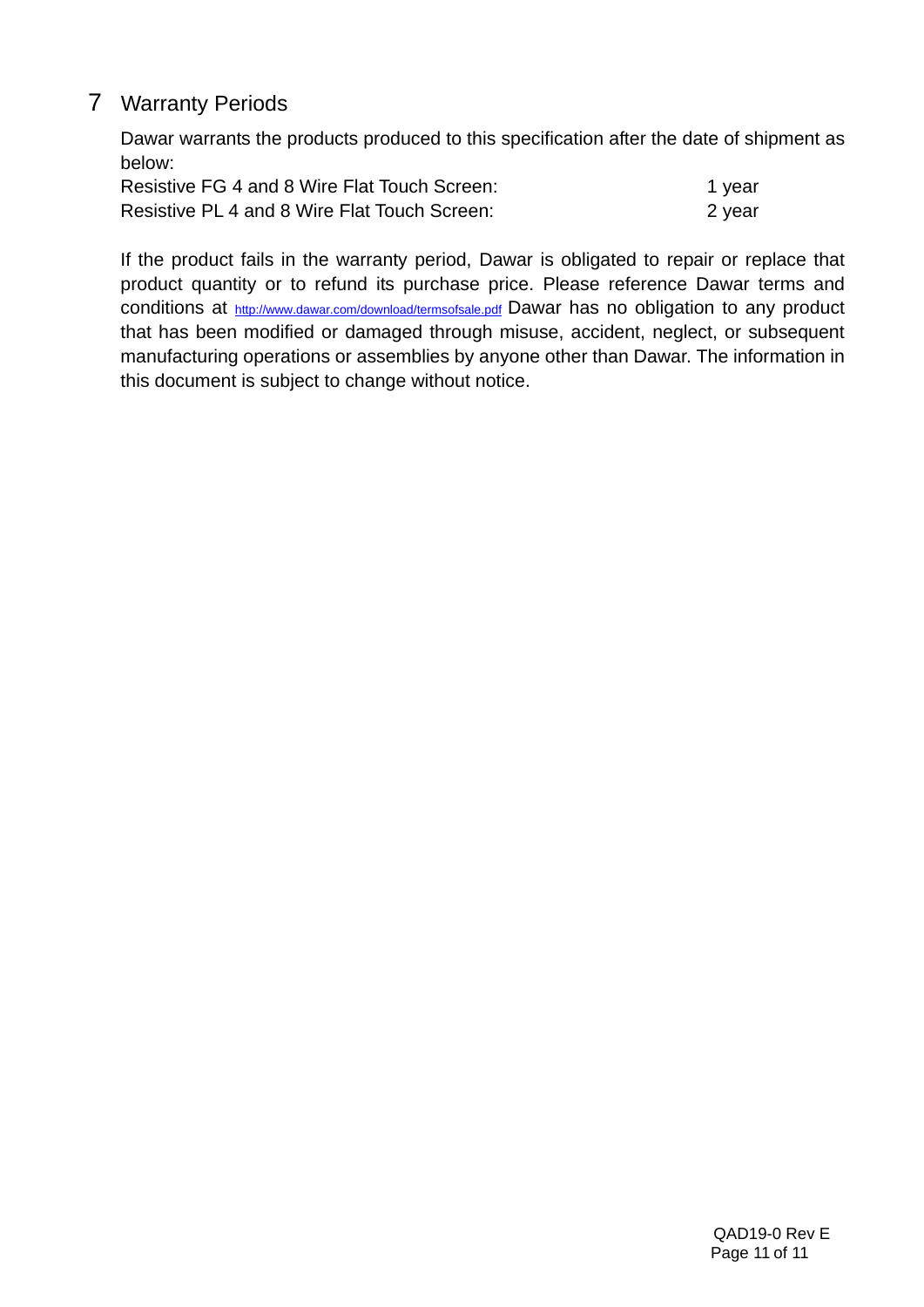# 7 Warranty Periods

Dawar warrants the products produced to this specification after the date of shipment as below:

| | |
|---|---|
| Resistive FG 4 and 8 Wire Flat Touch Screen: | 1 year |
| Resistive PL 4 and 8 Wire Flat Touch Screen: | 2 year |

If the product fails in the warranty period, Dawar is obligated to repair or replace that product quantity or to refund its purchase price. Please reference Dawar terms and conditions at http://www.dawar.com/download/termsofsale.pdf Dawar has no obligation to any product that has been modified or damaged through misuse, accident, neglect, or subsequent manufacturing operations or assemblies by anyone other than Dawar. The information in this document is subject to change without notice.

QAD19-0 Rev E